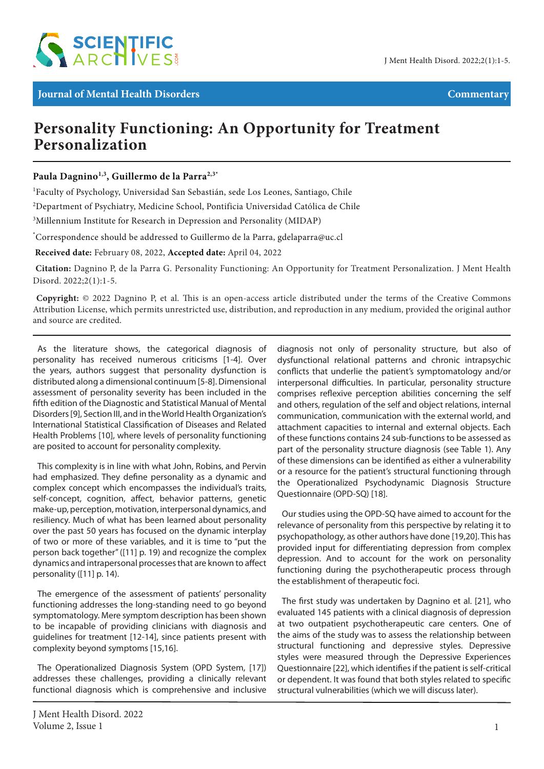Journal of Mental Health Disorders

Commentary

# Personality Functioning: An Opportunity for Treatment Personalization

**Paula Dagnino[1,3], Guillermo de la Parra[2,3*]**

[1]Faculty of Psychology, Universidad San Sebastián, sede Los Leones, Santiago, Chile

[2]Department of Psychiatry, Medicine School, Pontificia Universidad Católica de Chile

[3]Millennium Institute for Research in Depression and Personality (MIDAP)

[*]Correspondence should be addressed to Guillermo de la Parra, gdelaparra@uc.cl

**Received date:** February 08, 2022, **Accepted date:** April 04, 2022

**Citation:** Dagnino P, de la Parra G. Personality Functioning: An Opportunity for Treatment Personalization. J Ment Health Disord. 2022;2(1):1-5.

**Copyright:** © 2022 Dagnino P, et al. This is an open-access article distributed under the terms of the Creative Commons Attribution License, which permits unrestricted use, distribution, and reproduction in any medium, provided the original author and source are credited.

As the literature shows, the categorical diagnosis of personality has received numerous criticisms [1-4]. Over the years, authors suggest that personality dysfunction is distributed along a dimensional continuum [5-8]. Dimensional assessment of personality severity has been included in the fifth edition of the Diagnostic and Statistical Manual of Mental Disorders [9], Section III, and in the World Health Organization's International Statistical Classification of Diseases and Related Health Problems [10], where levels of personality functioning are posited to account for personality complexity.

This complexity is in line with what John, Robins, and Pervin had emphasized. They define personality as a dynamic and complex concept which encompasses the individual's traits, self-concept, cognition, affect, behavior patterns, genetic make-up, perception, motivation, interpersonal dynamics, and resiliency. Much of what has been learned about personality over the past 50 years has focused on the dynamic interplay of two or more of these variables, and it is time to "put the person back together" ([11] p. 19) and recognize the complex dynamics and intrapersonal processes that are known to affect personality ([11] p. 14).

The emergence of the assessment of patients' personality functioning addresses the long-standing need to go beyond symptomatology. Mere symptom description has been shown to be incapable of providing clinicians with diagnosis and guidelines for treatment [12-14], since patients present with complexity beyond symptoms [15,16].

The Operationalized Diagnosis System (OPD System, [17]) addresses these challenges, providing a clinically relevant functional diagnosis which is comprehensive and inclusive diagnosis not only of personality structure, but also of dysfunctional relational patterns and chronic intrapsychic conflicts that underlie the patient's symptomatology and/or interpersonal difficulties. In particular, personality structure comprises reflexive perception abilities concerning the self and others, regulation of the self and object relations, internal communication, communication with the external world, and attachment capacities to internal and external objects. Each of these functions contains 24 sub-functions to be assessed as part of the personality structure diagnosis (see Table 1). Any of these dimensions can be identified as either a vulnerability or a resource for the patient's structural functioning through the Operationalized Psychodynamic Diagnosis Structure Questionnaire (OPD-SQ) [18].

Our studies using the OPD-SQ have aimed to account for the relevance of personality from this perspective by relating it to psychopathology, as other authors have done [19,20]. This has provided input for differentiating depression from complex depression. And to account for the work on personality functioning during the psychotherapeutic process through the establishment of therapeutic foci.

The first study was undertaken by Dagnino et al. [21], who evaluated 145 patients with a clinical diagnosis of depression at two outpatient psychotherapeutic care centers. One of the aims of the study was to assess the relationship between structural functioning and depressive styles. Depressive styles were measured through the Depressive Experiences Questionnaire [22], which identifies if the patient is self-critical or dependent. It was found that both styles related to specific structural vulnerabilities (which we will discuss later).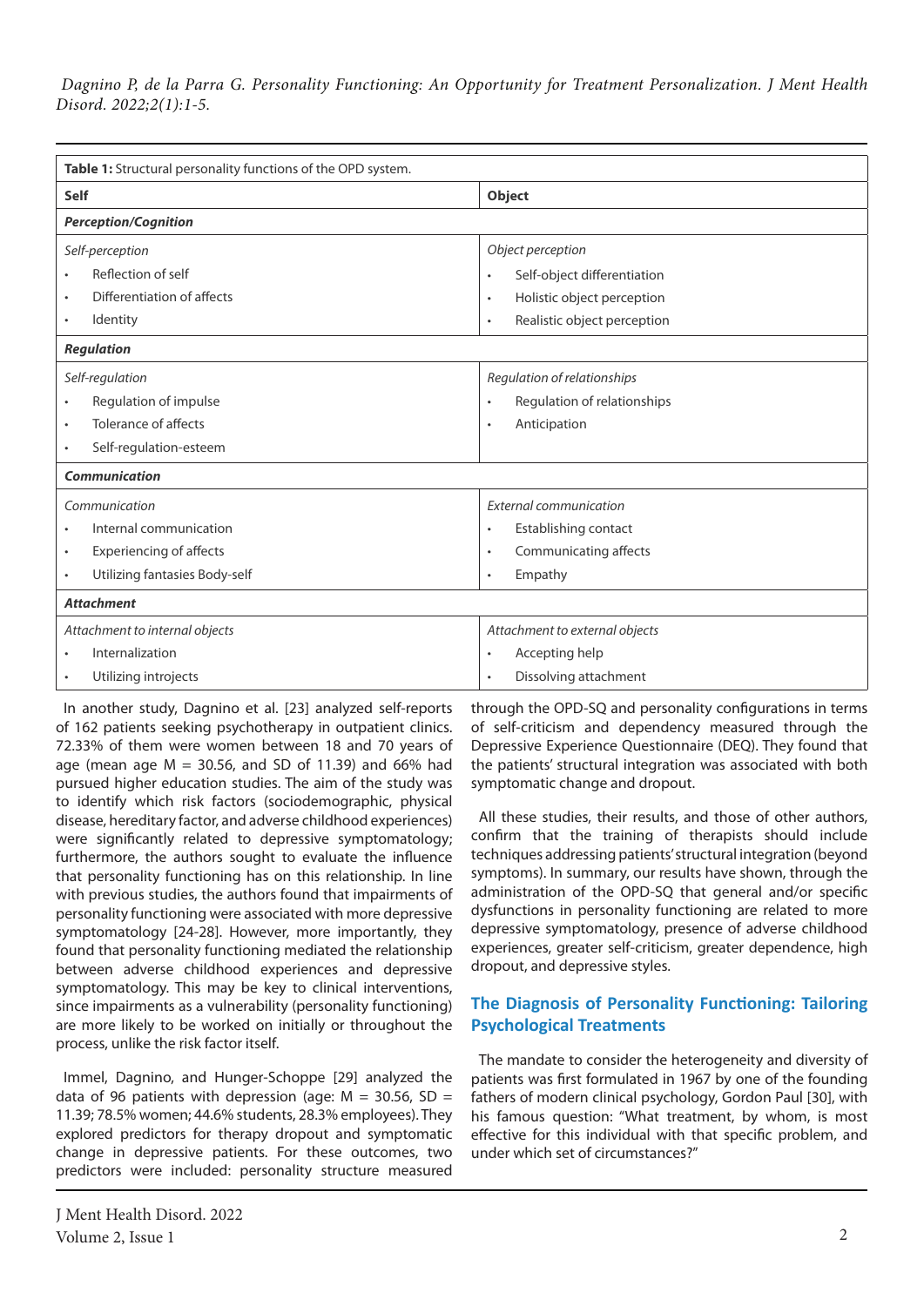**Table 1:** Structural personality functions of the OPD system.

| Self | Object |
|---|---|
| ***Perception/Cognition*** | |
| *Self-perception* | *Object perception* |
| • Reflection of self | • Self-object differentiation |
| • Differentiation of affects | • Holistic object perception |
| • Identity | • Realistic object perception |
| ***Regulation*** | |
| *Self-regulation* | *Regulation of relationships* |
| • Regulation of impulse | • Regulation of relationships |
| • Tolerance of affects | • Anticipation |
| • Self-regulation-esteem | |
| ***Communication*** | |
| *Communication* | *External communication* |
| • Internal communication | • Establishing contact |
| • Experiencing of affects | • Communicating affects |
| • Utilizing fantasies Body-self | • Empathy |
| ***Attachment*** | |
| *Attachment to internal objects* | *Attachment to external objects* |
| • Internalization | • Accepting help |
| • Utilizing introjects | • Dissolving attachment |

In another study, Dagnino et al. [23] analyzed self-reports of 162 patients seeking psychotherapy in outpatient clinics. 72.33% of them were women between 18 and 70 years of age (mean age M = 30.56, and SD of 11.39) and 66% had pursued higher education studies. The aim of the study was to identify which risk factors (sociodemographic, physical disease, hereditary factor, and adverse childhood experiences) were significantly related to depressive symptomatology; furthermore, the authors sought to evaluate the influence that personality functioning has on this relationship. In line with previous studies, the authors found that impairments of personality functioning were associated with more depressive symptomatology [24-28]. However, more importantly, they found that personality functioning mediated the relationship between adverse childhood experiences and depressive symptomatology. This may be key to clinical interventions, since impairments as a vulnerability (personality functioning) are more likely to be worked on initially or throughout the process, unlike the risk factor itself.

Immel, Dagnino, and Hunger-Schoppe [29] analyzed the data of 96 patients with depression (age: M = 30.56, SD = 11.39; 78.5% women; 44.6% students, 28.3% employees). They explored predictors for therapy dropout and symptomatic change in depressive patients. For these outcomes, two predictors were included: personality structure measured through the OPD-SQ and personality configurations in terms of self-criticism and dependency measured through the Depressive Experience Questionnaire (DEQ). They found that the patients' structural integration was associated with both symptomatic change and dropout.

All these studies, their results, and those of other authors, confirm that the training of therapists should include techniques addressing patients' structural integration (beyond symptoms). In summary, our results have shown, through the administration of the OPD-SQ that general and/or specific dysfunctions in personality functioning are related to more depressive symptomatology, presence of adverse childhood experiences, greater self-criticism, greater dependence, high dropout, and depressive styles.

## The Diagnosis of Personality Functioning: Tailoring Psychological Treatments

The mandate to consider the heterogeneity and diversity of patients was first formulated in 1967 by one of the founding fathers of modern clinical psychology, Gordon Paul [30], with his famous question: "What treatment, by whom, is most effective for this individual with that specific problem, and under which set of circumstances?"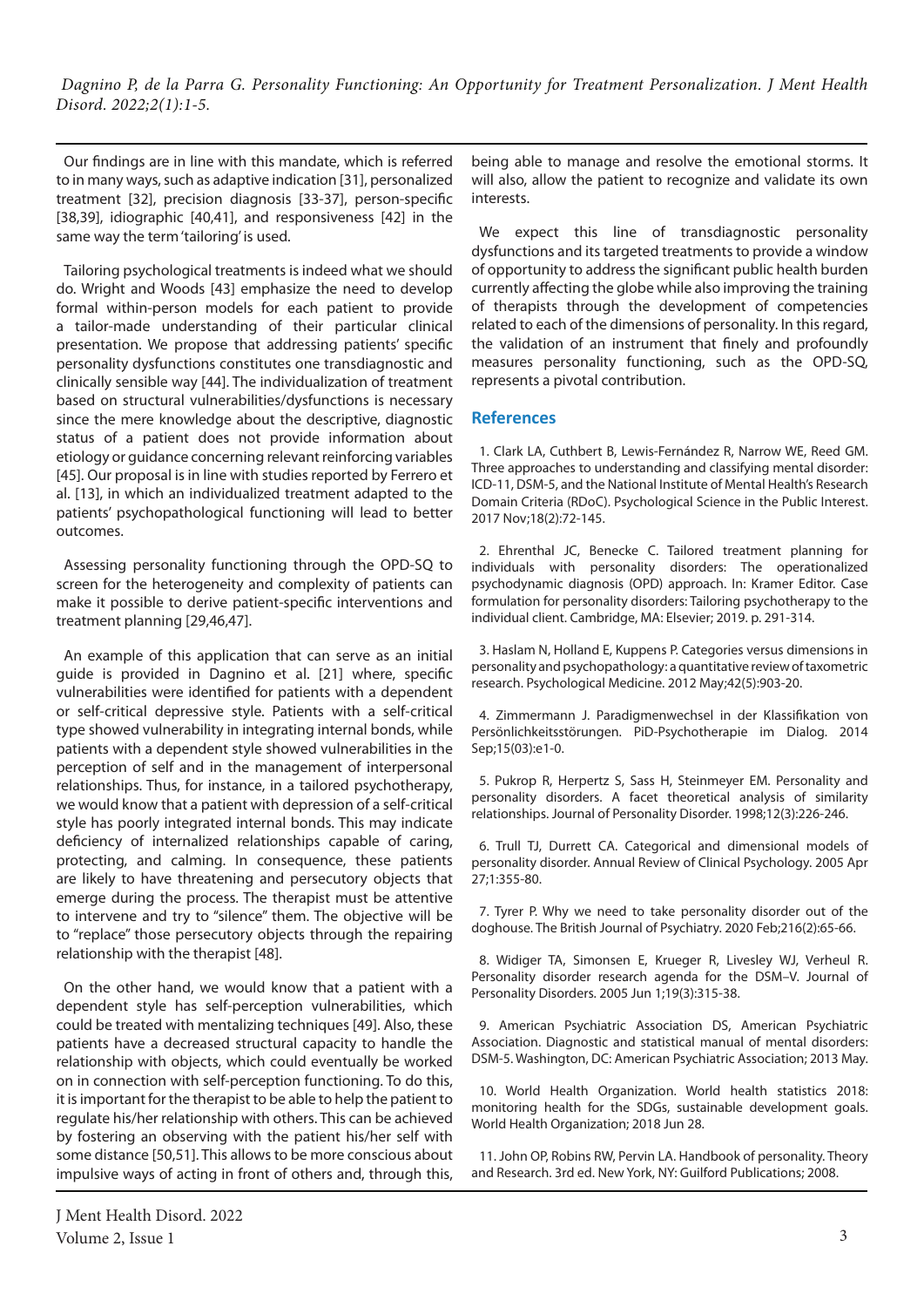Our findings are in line with this mandate, which is referred to in many ways, such as adaptive indication [31], personalized treatment [32], precision diagnosis [33-37], person-specific [38,39], idiographic [40,41], and responsiveness [42] in the same way the term 'tailoring' is used.

Tailoring psychological treatments is indeed what we should do. Wright and Woods [43] emphasize the need to develop formal within-person models for each patient to provide a tailor-made understanding of their particular clinical presentation. We propose that addressing patients' specific personality dysfunctions constitutes one transdiagnostic and clinically sensible way [44]. The individualization of treatment based on structural vulnerabilities/dysfunctions is necessary since the mere knowledge about the descriptive, diagnostic status of a patient does not provide information about etiology or guidance concerning relevant reinforcing variables [45]. Our proposal is in line with studies reported by Ferrero et al. [13], in which an individualized treatment adapted to the patients' psychopathological functioning will lead to better outcomes.

Assessing personality functioning through the OPD-SQ to screen for the heterogeneity and complexity of patients can make it possible to derive patient-specific interventions and treatment planning [29,46,47].

An example of this application that can serve as an initial guide is provided in Dagnino et al. [21] where, specific vulnerabilities were identified for patients with a dependent or self-critical depressive style. Patients with a self-critical type showed vulnerability in integrating internal bonds, while patients with a dependent style showed vulnerabilities in the perception of self and in the management of interpersonal relationships. Thus, for instance, in a tailored psychotherapy, we would know that a patient with depression of a self-critical style has poorly integrated internal bonds. This may indicate deficiency of internalized relationships capable of caring, protecting, and calming. In consequence, these patients are likely to have threatening and persecutory objects that emerge during the process. The therapist must be attentive to intervene and try to "silence" them. The objective will be to "replace" those persecutory objects through the repairing relationship with the therapist [48].

On the other hand, we would know that a patient with a dependent style has self-perception vulnerabilities, which could be treated with mentalizing techniques [49]. Also, these patients have a decreased structural capacity to handle the relationship with objects, which could eventually be worked on in connection with self-perception functioning. To do this, it is important for the therapist to be able to help the patient to regulate his/her relationship with others. This can be achieved by fostering an observing with the patient his/her self with some distance [50,51]. This allows to be more conscious about impulsive ways of acting in front of others and, through this, being able to manage and resolve the emotional storms. It will also, allow the patient to recognize and validate its own interests.

We expect this line of transdiagnostic personality dysfunctions and its targeted treatments to provide a window of opportunity to address the significant public health burden currently affecting the globe while also improving the training of therapists through the development of competencies related to each of the dimensions of personality. In this regard, the validation of an instrument that finely and profoundly measures personality functioning, such as the OPD-SQ, represents a pivotal contribution.

## References

1. Clark LA, Cuthbert B, Lewis-Fernández R, Narrow WE, Reed GM. Three approaches to understanding and classifying mental disorder: ICD-11, DSM-5, and the National Institute of Mental Health's Research Domain Criteria (RDoC). Psychological Science in the Public Interest. 2017 Nov;18(2):72-145.

2. Ehrenthal JC, Benecke C. Tailored treatment planning for individuals with personality disorders: The operationalized psychodynamic diagnosis (OPD) approach. In: Kramer Editor. Case formulation for personality disorders: Tailoring psychotherapy to the individual client. Cambridge, MA: Elsevier; 2019. p. 291-314.

3. Haslam N, Holland E, Kuppens P. Categories versus dimensions in personality and psychopathology: a quantitative review of taxometric research. Psychological Medicine. 2012 May;42(5):903-20.

4. Zimmermann J. Paradigmenwechsel in der Klassifikation von Persönlichkeitsstörungen. PiD-Psychotherapie im Dialog. 2014 Sep;15(03):e1-0.

5. Pukrop R, Herpertz S, Sass H, Steinmeyer EM. Personality and personality disorders. A facet theoretical analysis of similarity relationships. Journal of Personality Disorder. 1998;12(3):226-246.

6. Trull TJ, Durrett CA. Categorical and dimensional models of personality disorder. Annual Review of Clinical Psychology. 2005 Apr 27;1:355-80.

7. Tyrer P. Why we need to take personality disorder out of the doghouse. The British Journal of Psychiatry. 2020 Feb;216(2):65-66.

8. Widiger TA, Simonsen E, Krueger R, Livesley WJ, Verheul R. Personality disorder research agenda for the DSM–V. Journal of Personality Disorders. 2005 Jun 1;19(3):315-38.

9. American Psychiatric Association DS, American Psychiatric Association. Diagnostic and statistical manual of mental disorders: DSM-5. Washington, DC: American Psychiatric Association; 2013 May.

10. World Health Organization. World health statistics 2018: monitoring health for the SDGs, sustainable development goals. World Health Organization; 2018 Jun 28.

11. John OP, Robins RW, Pervin LA. Handbook of personality. Theory and Research. 3rd ed. New York, NY: Guilford Publications; 2008.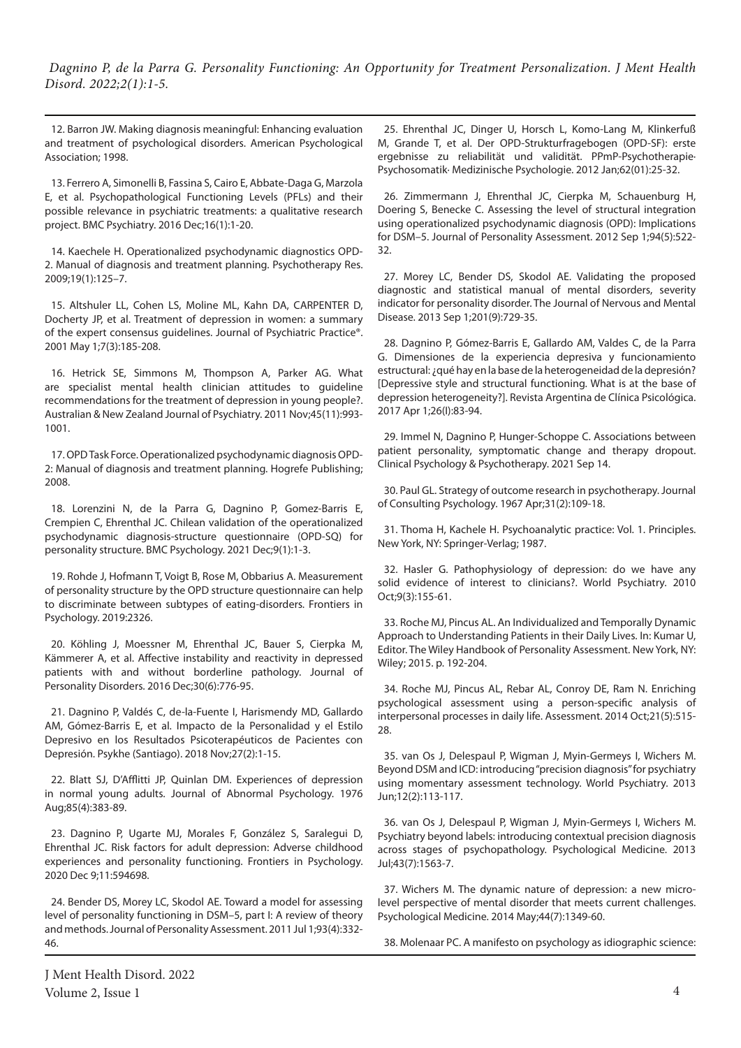12. Barron JW. Making diagnosis meaningful: Enhancing evaluation and treatment of psychological disorders. American Psychological Association; 1998.

13. Ferrero A, Simonelli B, Fassina S, Cairo E, Abbate-Daga G, Marzola E, et al. Psychopathological Functioning Levels (PFLs) and their possible relevance in psychiatric treatments: a qualitative research project. BMC Psychiatry. 2016 Dec;16(1):1-20.

14. Kaechele H. Operationalized psychodynamic diagnostics OPD-2. Manual of diagnosis and treatment planning. Psychotherapy Res. 2009;19(1):125–7.

15. Altshuler LL, Cohen LS, Moline ML, Kahn DA, CARPENTER D, Docherty JP, et al. Treatment of depression in women: a summary of the expert consensus guidelines. Journal of Psychiatric Practice®. 2001 May 1;7(3):185-208.

16. Hetrick SE, Simmons M, Thompson A, Parker AG. What are specialist mental health clinician attitudes to guideline recommendations for the treatment of depression in young people?. Australian & New Zealand Journal of Psychiatry. 2011 Nov;45(11):993-1001.

17. OPD Task Force. Operationalized psychodynamic diagnosis OPD-2: Manual of diagnosis and treatment planning. Hogrefe Publishing; 2008.

18. Lorenzini N, de la Parra G, Dagnino P, Gomez-Barris E, Crempien C, Ehrenthal JC. Chilean validation of the operationalized psychodynamic diagnosis-structure questionnaire (OPD-SQ) for personality structure. BMC Psychology. 2021 Dec;9(1):1-3.

19. Rohde J, Hofmann T, Voigt B, Rose M, Obbarius A. Measurement of personality structure by the OPD structure questionnaire can help to discriminate between subtypes of eating-disorders. Frontiers in Psychology. 2019:2326.

20. Köhling J, Moessner M, Ehrenthal JC, Bauer S, Cierpka M, Kämmerer A, et al. Affective instability and reactivity in depressed patients with and without borderline pathology. Journal of Personality Disorders. 2016 Dec;30(6):776-95.

21. Dagnino P, Valdés C, de-la-Fuente I, Harismendy MD, Gallardo AM, Gómez-Barris E, et al. Impacto de la Personalidad y el Estilo Depresivo en los Resultados Psicoterapéuticos de Pacientes con Depresión. Psykhe (Santiago). 2018 Nov;27(2):1-15.

22. Blatt SJ, D'Afflitti JP, Quinlan DM. Experiences of depression in normal young adults. Journal of Abnormal Psychology. 1976 Aug;85(4):383-89.

23. Dagnino P, Ugarte MJ, Morales F, González S, Saralegui D, Ehrenthal JC. Risk factors for adult depression: Adverse childhood experiences and personality functioning. Frontiers in Psychology. 2020 Dec 9;11:594698.

24. Bender DS, Morey LC, Skodol AE. Toward a model for assessing level of personality functioning in DSM–5, part I: A review of theory and methods. Journal of Personality Assessment. 2011 Jul 1;93(4):332-46.

25. Ehrenthal JC, Dinger U, Horsch L, Komo-Lang M, Klinkerfuß M, Grande T, et al. Der OPD-Strukturfragebogen (OPD-SF): erste ergebnisse zu reliabilität und validität. PPmP-Psychotherapie· Psychosomatik· Medizinische Psychologie. 2012 Jan;62(01):25-32.

26. Zimmermann J, Ehrenthal JC, Cierpka M, Schauenburg H, Doering S, Benecke C. Assessing the level of structural integration using operationalized psychodynamic diagnosis (OPD): Implications for DSM–5. Journal of Personality Assessment. 2012 Sep 1;94(5):522-32.

27. Morey LC, Bender DS, Skodol AE. Validating the proposed diagnostic and statistical manual of mental disorders, severity indicator for personality disorder. The Journal of Nervous and Mental Disease. 2013 Sep 1;201(9):729-35.

28. Dagnino P, Gómez-Barris E, Gallardo AM, Valdes C, de la Parra G. Dimensiones de la experiencia depresiva y funcionamiento estructural: ¿qué hay en la base de la heterogeneidad de la depresión? [Depressive style and structural functioning. What is at the base of depression heterogeneity?]. Revista Argentina de Clínica Psicológica. 2017 Apr 1;26(I):83-94.

29. Immel N, Dagnino P, Hunger-Schoppe C. Associations between patient personality, symptomatic change and therapy dropout. Clinical Psychology & Psychotherapy. 2021 Sep 14.

30. Paul GL. Strategy of outcome research in psychotherapy. Journal of Consulting Psychology. 1967 Apr;31(2):109-18.

31. Thoma H, Kachele H. Psychoanalytic practice: Vol. 1. Principles. New York, NY: Springer-Verlag; 1987.

32. Hasler G. Pathophysiology of depression: do we have any solid evidence of interest to clinicians?. World Psychiatry. 2010 Oct;9(3):155-61.

33. Roche MJ, Pincus AL. An Individualized and Temporally Dynamic Approach to Understanding Patients in their Daily Lives. In: Kumar U, Editor. The Wiley Handbook of Personality Assessment. New York, NY: Wiley; 2015. p. 192-204.

34. Roche MJ, Pincus AL, Rebar AL, Conroy DE, Ram N. Enriching psychological assessment using a person-specific analysis of interpersonal processes in daily life. Assessment. 2014 Oct;21(5):515-28.

35. van Os J, Delespaul P, Wigman J, Myin-Germeys I, Wichers M. Beyond DSM and ICD: introducing "precision diagnosis" for psychiatry using momentary assessment technology. World Psychiatry. 2013 Jun;12(2):113-117.

36. van Os J, Delespaul P, Wigman J, Myin-Germeys I, Wichers M. Psychiatry beyond labels: introducing contextual precision diagnosis across stages of psychopathology. Psychological Medicine. 2013 Jul;43(7):1563-7.

37. Wichers M. The dynamic nature of depression: a new micro-level perspective of mental disorder that meets current challenges. Psychological Medicine. 2014 May;44(7):1349-60.

38. Molenaar PC. A manifesto on psychology as idiographic science: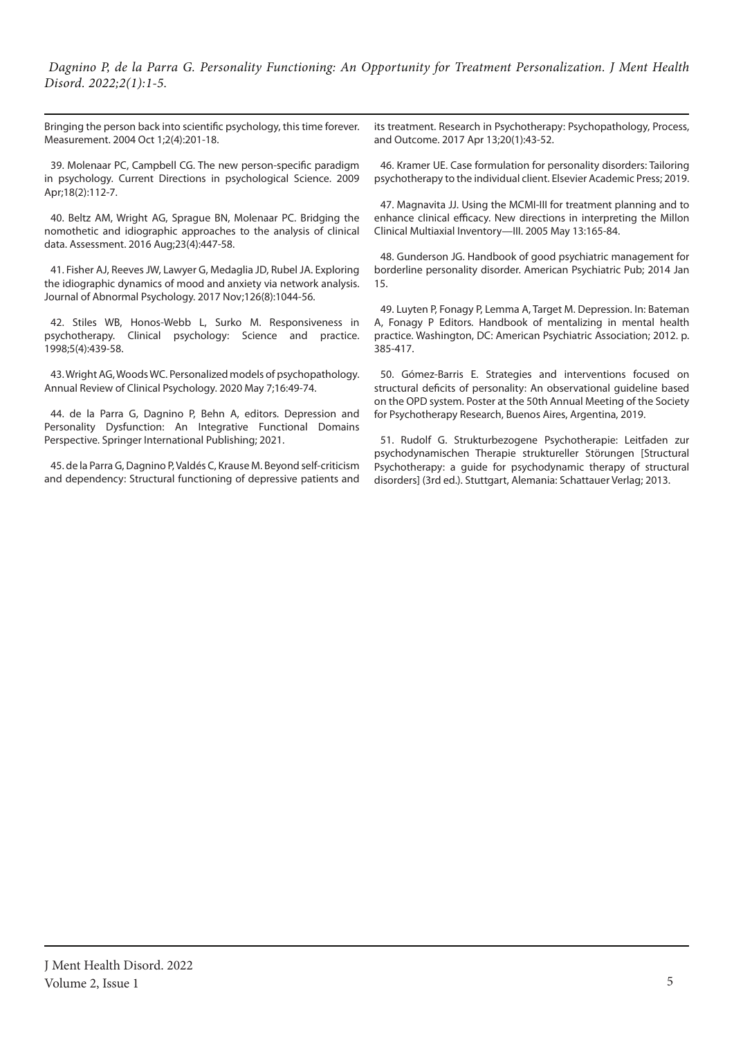Bringing the person back into scientific psychology, this time forever. Measurement. 2004 Oct 1;2(4):201-18.

39. Molenaar PC, Campbell CG. The new person-specific paradigm in psychology. Current Directions in psychological Science. 2009 Apr;18(2):112-7.

40. Beltz AM, Wright AG, Sprague BN, Molenaar PC. Bridging the nomothetic and idiographic approaches to the analysis of clinical data. Assessment. 2016 Aug;23(4):447-58.

41. Fisher AJ, Reeves JW, Lawyer G, Medaglia JD, Rubel JA. Exploring the idiographic dynamics of mood and anxiety via network analysis. Journal of Abnormal Psychology. 2017 Nov;126(8):1044-56.

42. Stiles WB, Honos-Webb L, Surko M. Responsiveness in psychotherapy. Clinical psychology: Science and practice. 1998;5(4):439-58.

43. Wright AG, Woods WC. Personalized models of psychopathology. Annual Review of Clinical Psychology. 2020 May 7;16:49-74.

44. de la Parra G, Dagnino P, Behn A, editors. Depression and Personality Dysfunction: An Integrative Functional Domains Perspective. Springer International Publishing; 2021.

45. de la Parra G, Dagnino P, Valdés C, Krause M. Beyond self-criticism and dependency: Structural functioning of depressive patients and its treatment. Research in Psychotherapy: Psychopathology, Process, and Outcome. 2017 Apr 13;20(1):43-52.

46. Kramer UE. Case formulation for personality disorders: Tailoring psychotherapy to the individual client. Elsevier Academic Press; 2019.

47. Magnavita JJ. Using the MCMI-III for treatment planning and to enhance clinical efficacy. New directions in interpreting the Millon Clinical Multiaxial Inventory—III. 2005 May 13:165-84.

48. Gunderson JG. Handbook of good psychiatric management for borderline personality disorder. American Psychiatric Pub; 2014 Jan 15.

49. Luyten P, Fonagy P, Lemma A, Target M. Depression. In: Bateman A, Fonagy P Editors. Handbook of mentalizing in mental health practice. Washington, DC: American Psychiatric Association; 2012. p. 385-417.

50. Gómez-Barris E. Strategies and interventions focused on structural deficits of personality: An observational guideline based on the OPD system. Poster at the 50th Annual Meeting of the Society for Psychotherapy Research, Buenos Aires, Argentina, 2019.

51. Rudolf G. Strukturbezogene Psychotherapie: Leitfaden zur psychodynamischen Therapie struktureller Störungen [Structural Psychotherapy: a guide for psychodynamic therapy of structural disorders] (3rd ed.). Stuttgart, Alemania: Schattauer Verlag; 2013.